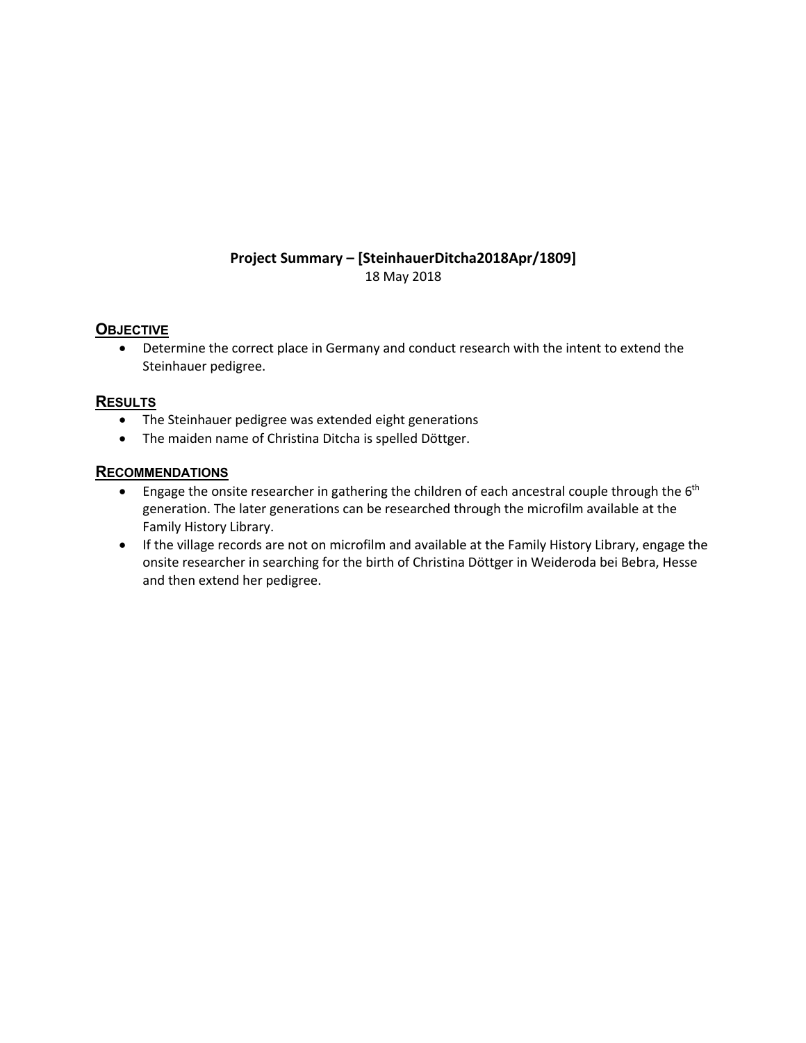# Project Summary – [SteinhauerDitcha2018Apr/1809]

18 May 2018

## OBJECTIVE

- Determine the correct place in Germany and conduct research with the intent to extend the Steinhauer pedigree.

## RESULTS

- The Steinhauer pedigree was extended eight generations
- The maiden name of Christina Ditcha is spelled Döttger.

## RECOMMENDATIONS

- Engage the onsite researcher in gathering the children of each ancestral couple through the 6th generation. The later generations can be researched through the microfilm available at the Family History Library.
- If the village records are not on microfilm and available at the Family History Library, engage the onsite researcher in searching for the birth of Christina Döttger in Weideroda bei Bebra, Hesse and then extend her pedigree.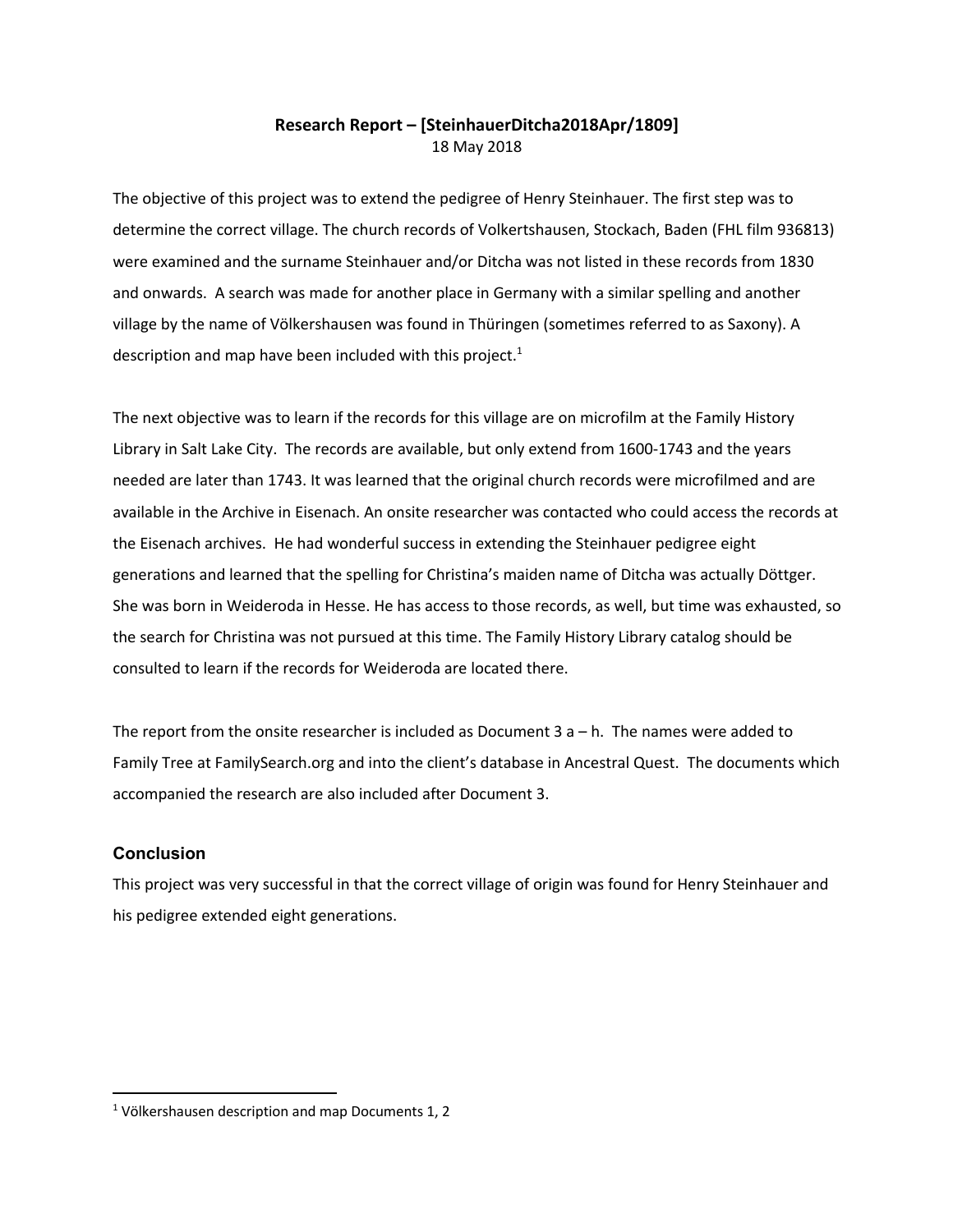**Research Report – [SteinhauerDitcha2018Apr/1809]**
18 May 2018

The objective of this project was to extend the pedigree of Henry Steinhauer. The first step was to determine the correct village. The church records of Volkertshausen, Stockach, Baden (FHL film 936813) were examined and the surname Steinhauer and/or Ditcha was not listed in these records from 1830 and onwards. A search was made for another place in Germany with a similar spelling and another village by the name of Völkershausen was found in Thüringen (sometimes referred to as Saxony). A description and map have been included with this project.[1]

The next objective was to learn if the records for this village are on microfilm at the Family History Library in Salt Lake City. The records are available, but only extend from 1600-1743 and the years needed are later than 1743. It was learned that the original church records were microfilmed and are available in the Archive in Eisenach. An onsite researcher was contacted who could access the records at the Eisenach archives. He had wonderful success in extending the Steinhauer pedigree eight generations and learned that the spelling for Christina's maiden name of Ditcha was actually Döttger. She was born in Weideroda in Hesse. He has access to those records, as well, but time was exhausted, so the search for Christina was not pursued at this time. The Family History Library catalog should be consulted to learn if the records for Weideroda are located there.

The report from the onsite researcher is included as Document 3 a – h. The names were added to Family Tree at FamilySearch.org and into the client's database in Ancestral Quest. The documents which accompanied the research are also included after Document 3.

### Conclusion

This project was very successful in that the correct village of origin was found for Henry Steinhauer and his pedigree extended eight generations.

---

[1] Völkershausen description and map Documents 1, 2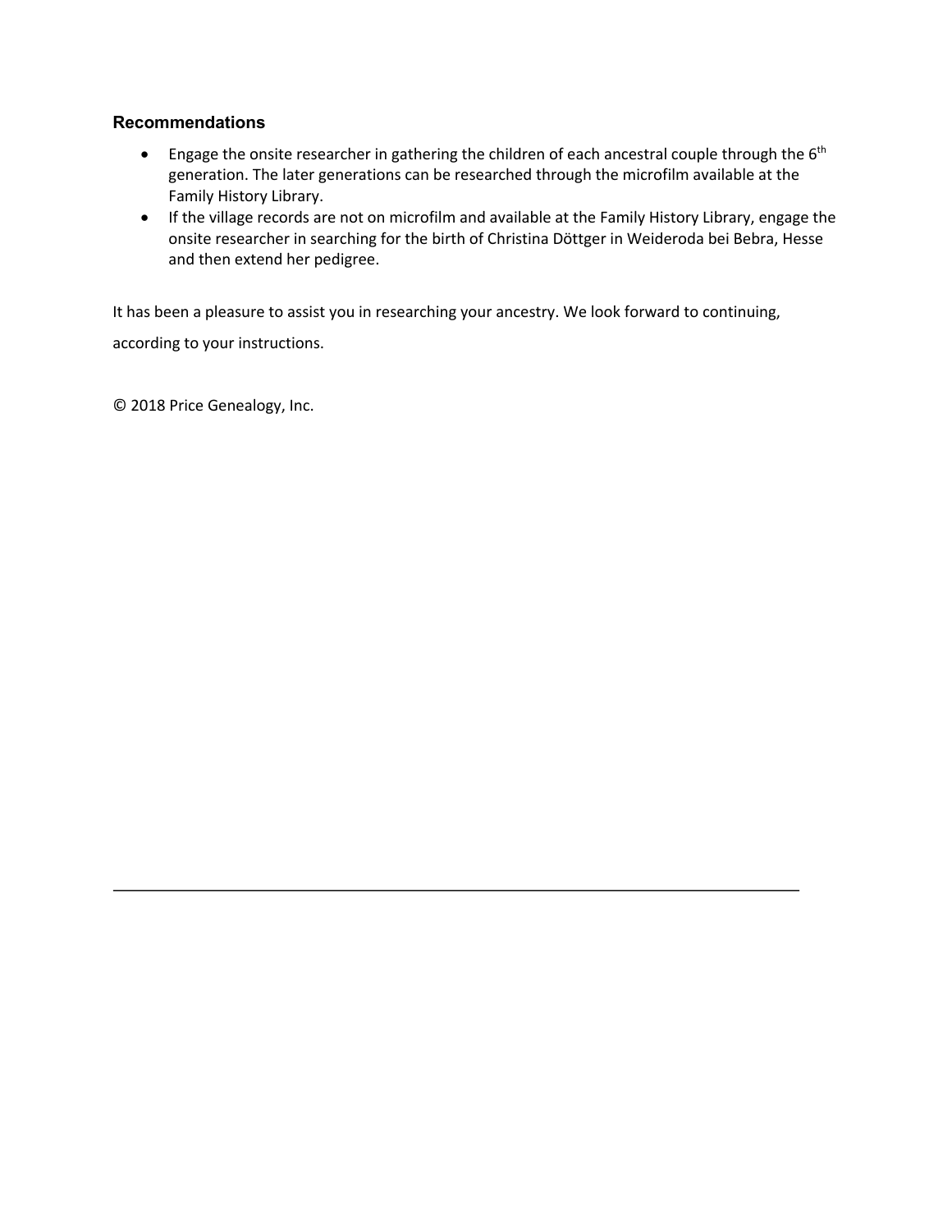## Recommendations

- Engage the onsite researcher in gathering the children of each ancestral couple through the 6th generation. The later generations can be researched through the microfilm available at the Family History Library.
- If the village records are not on microfilm and available at the Family History Library, engage the onsite researcher in searching for the birth of Christina Döttger in Weideroda bei Bebra, Hesse and then extend her pedigree.

It has been a pleasure to assist you in researching your ancestry. We look forward to continuing, according to your instructions.

© 2018 Price Genealogy, Inc.